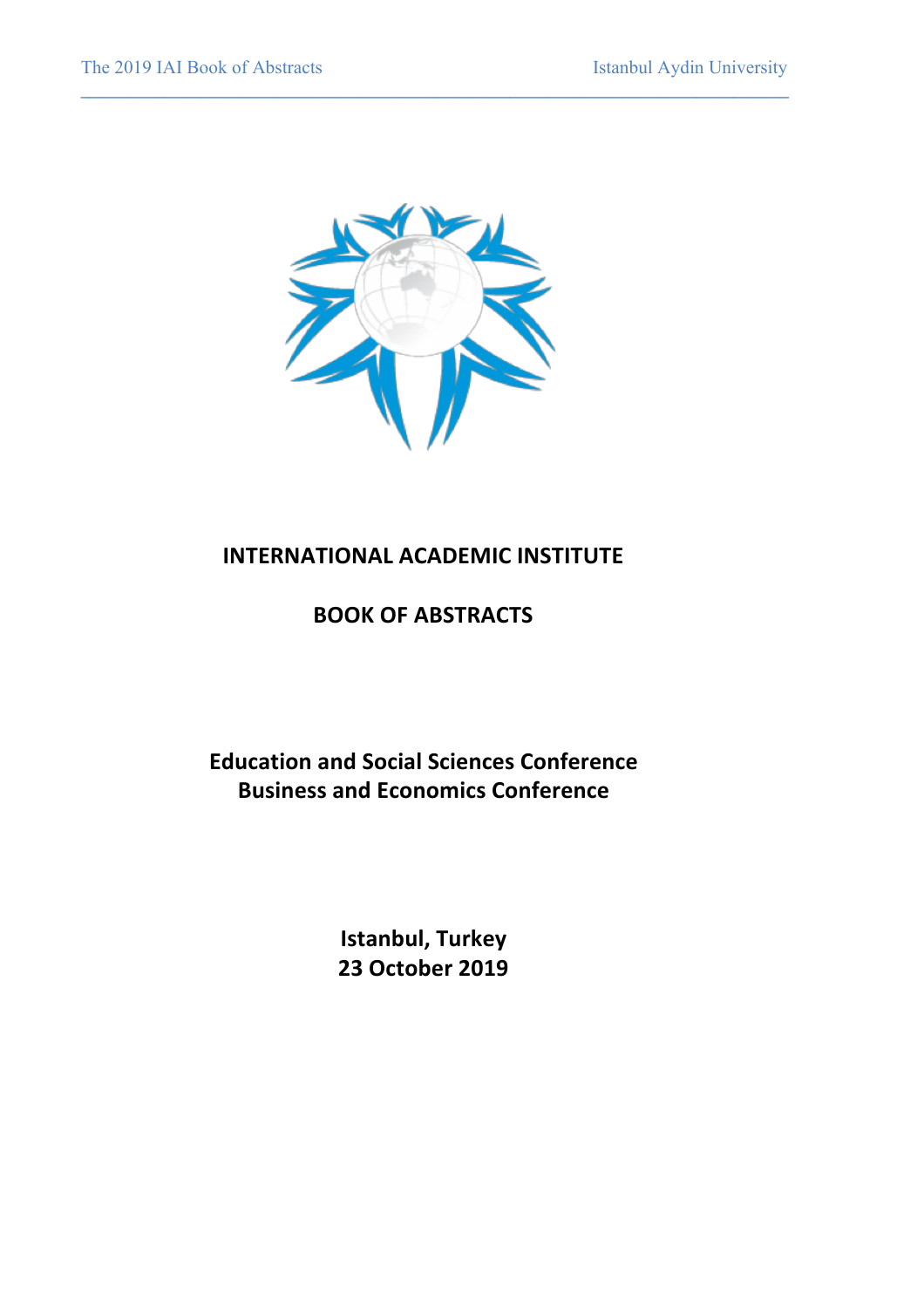# INTERNATIONAL ACADEMIC INSTITUTE

## BOOK OF ABSTRACTS

**Education and Social Sciences Conference**
**Business and Economics Conference**

**Istanbul, Turkey**
**23 October 2019**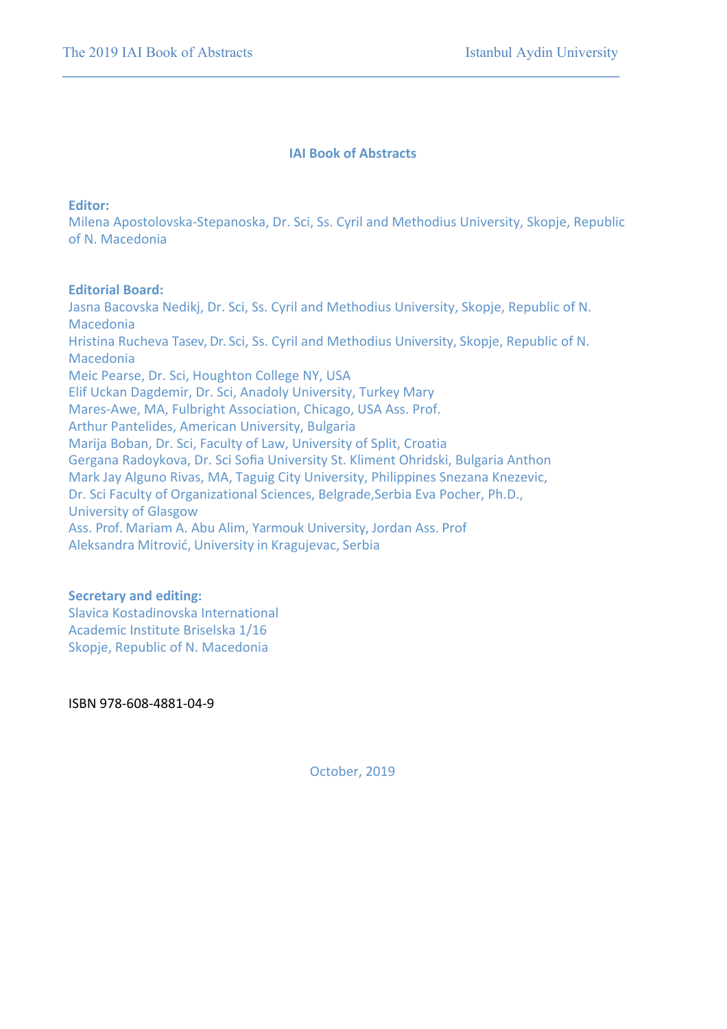**IAI Book of Abstracts**

**Editor:**
Milena Apostolovska-Stepanoska, Dr. Sci, Ss. Cyril and Methodius University, Skopje, Republic of N. Macedonia

**Editorial Board:**
Jasna Bacovska Nedikj, Dr. Sci, Ss. Cyril and Methodius University, Skopje, Republic of N. Macedonia
Hristina Rucheva Tasev, Dr. Sci, Ss. Cyril and Methodius University, Skopje, Republic of N. Macedonia
Meic Pearse, Dr. Sci, Houghton College NY, USA
Elif Uckan Dagdemir, Dr. Sci, Anadoly University, Turkey Mary
Mares-Awe, MA, Fulbright Association, Chicago, USA Ass. Prof.
Arthur Pantelides, American University, Bulgaria
Marija Boban, Dr. Sci, Faculty of Law, University of Split, Croatia
Gergana Radoykova, Dr. Sci Sofia University St. Kliment Ohridski, Bulgaria Anthon
Mark Jay Alguno Rivas, MA, Taguig City University, Philippines Snezana Knezevic,
Dr. Sci Faculty of Organizational Sciences, Belgrade,Serbia Eva Pocher, Ph.D.,
University of Glasgow
Ass. Prof. Mariam A. Abu Alim, Yarmouk University, Jordan Ass. Prof
Aleksandra Mitrović, University in Kragujevac, Serbia

**Secretary and editing:**
Slavica Kostadinovska International
Academic Institute Briselska 1/16
Skopje, Republic of N. Macedonia

ISBN 978-608-4881-04-9

October, 2019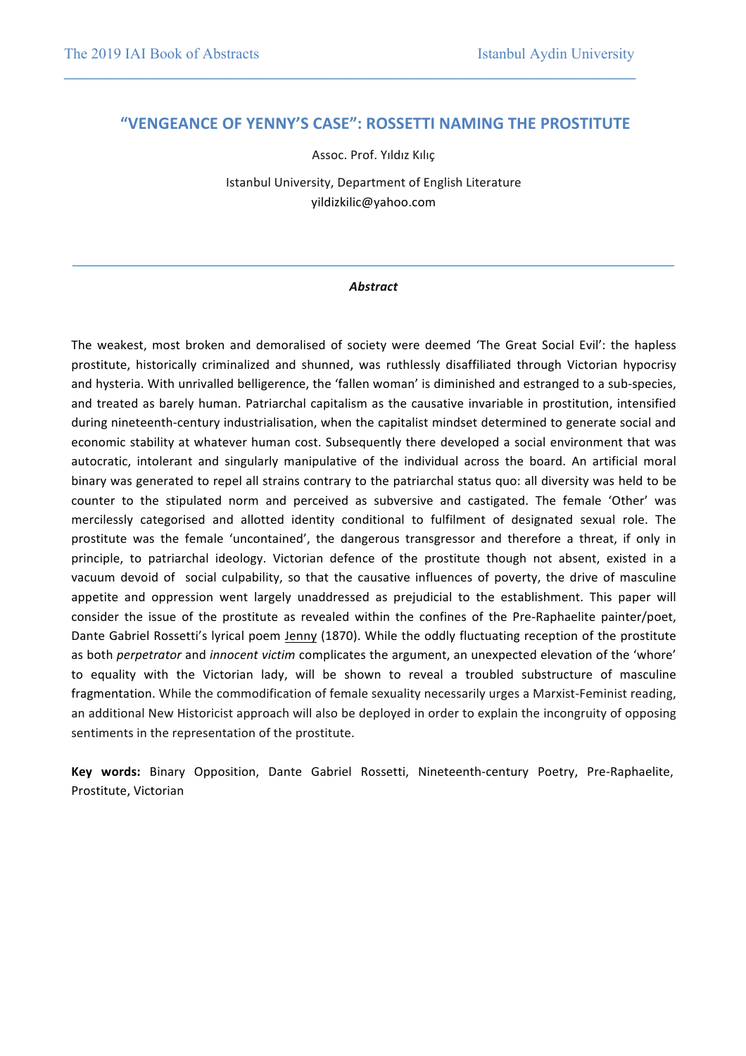## "VENGEANCE OF YENNY'S CASE": ROSSETTI NAMING THE PROSTITUTE

Assoc. Prof. Yıldız Kılıç

Istanbul University, Department of English Literature
yildizkilic@yahoo.com

***Abstract***

The weakest, most broken and demoralised of society were deemed 'The Great Social Evil': the hapless prostitute, historically criminalized and shunned, was ruthlessly disaffiliated through Victorian hypocrisy and hysteria. With unrivalled belligerence, the 'fallen woman' is diminished and estranged to a sub-species, and treated as barely human. Patriarchal capitalism as the causative invariable in prostitution, intensified during nineteenth-century industrialisation, when the capitalist mindset determined to generate social and economic stability at whatever human cost. Subsequently there developed a social environment that was autocratic, intolerant and singularly manipulative of the individual across the board. An artificial moral binary was generated to repel all strains contrary to the patriarchal status quo: all diversity was held to be counter to the stipulated norm and perceived as subversive and castigated. The female 'Other' was mercilessly categorised and allotted identity conditional to fulfilment of designated sexual role. The prostitute was the female 'uncontained', the dangerous transgressor and therefore a threat, if only in principle, to patriarchal ideology. Victorian defence of the prostitute though not absent, existed in a vacuum devoid of social culpability, so that the causative influences of poverty, the drive of masculine appetite and oppression went largely unaddressed as prejudicial to the establishment. This paper will consider the issue of the prostitute as revealed within the confines of the Pre-Raphaelite painter/poet, Dante Gabriel Rossetti's lyrical poem Jenny (1870). While the oddly fluctuating reception of the prostitute as both *perpetrator* and *innocent victim* complicates the argument, an unexpected elevation of the 'whore' to equality with the Victorian lady, will be shown to reveal a troubled substructure of masculine fragmentation. While the commodification of female sexuality necessarily urges a Marxist-Feminist reading, an additional New Historicist approach will also be deployed in order to explain the incongruity of opposing sentiments in the representation of the prostitute.

**Key words:** Binary Opposition, Dante Gabriel Rossetti, Nineteenth-century Poetry, Pre-Raphaelite, Prostitute, Victorian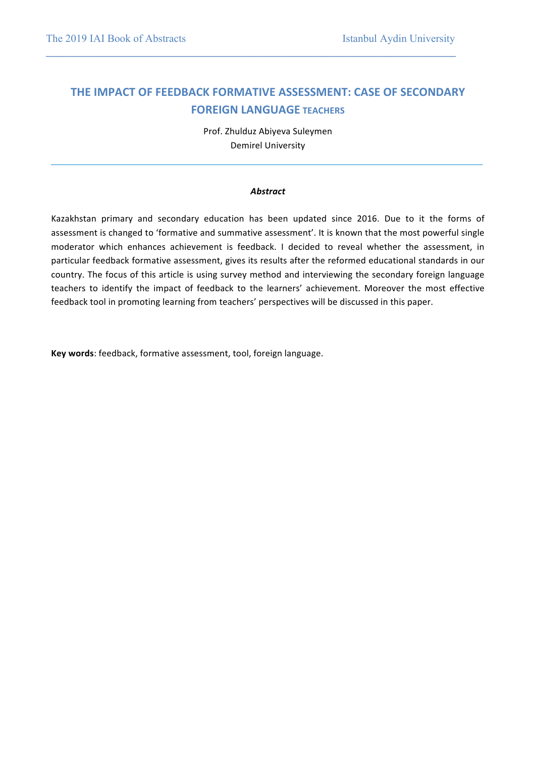## THE IMPACT OF FEEDBACK FORMATIVE ASSESSMENT: CASE OF SECONDARY FOREIGN LANGUAGE TEACHERS

Prof. Zhulduz Abiyeva Suleymen
Demirel University

***Abstract***

Kazakhstan primary and secondary education has been updated since 2016. Due to it the forms of assessment is changed to 'formative and summative assessment'. It is known that the most powerful single moderator which enhances achievement is feedback. I decided to reveal whether the assessment, in particular feedback formative assessment, gives its results after the reformed educational standards in our country. The focus of this article is using survey method and interviewing the secondary foreign language teachers to identify the impact of feedback to the learners' achievement. Moreover the most effective feedback tool in promoting learning from teachers' perspectives will be discussed in this paper.

**Key words**: feedback, formative assessment, tool, foreign language.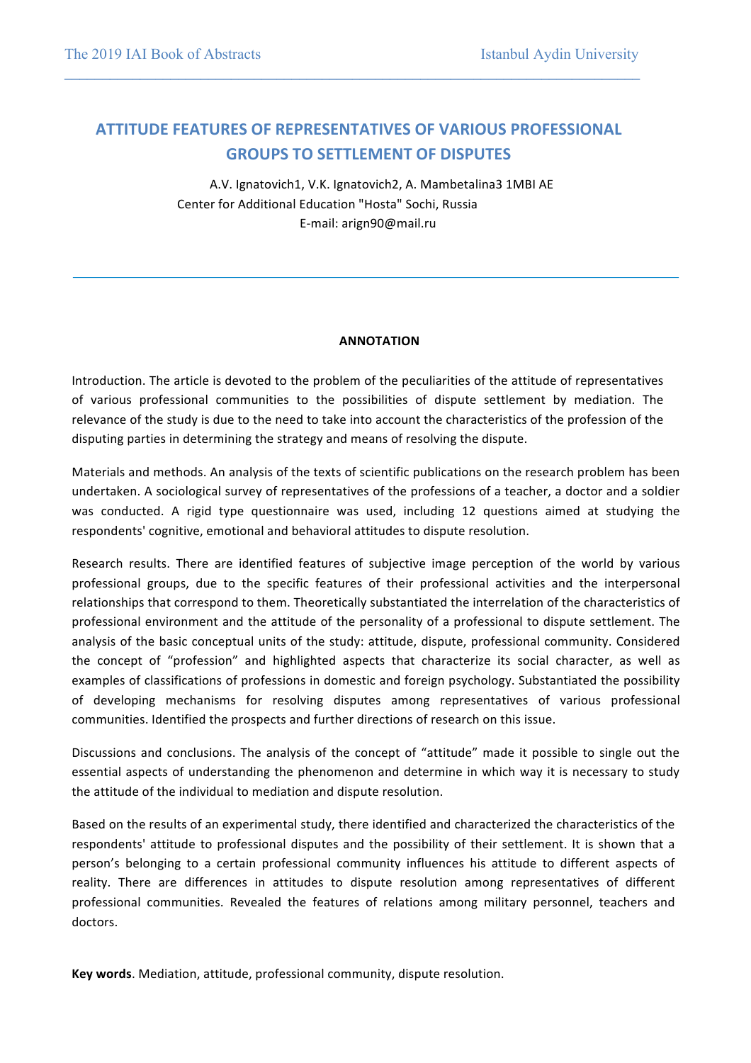# ATTITUDE FEATURES OF REPRESENTATIVES OF VARIOUS PROFESSIONAL GROUPS TO SETTLEMENT OF DISPUTES

A.V. Ignatovich1, V.K. Ignatovich2, A. Mambetalina3 1MBI AE
Center for Additional Education "Hosta" Sochi, Russia
E-mail: arign90@mail.ru

---

**ANNOTATION**

Introduction. The article is devoted to the problem of the peculiarities of the attitude of representatives of various professional communities to the possibilities of dispute settlement by mediation. The relevance of the study is due to the need to take into account the characteristics of the profession of the disputing parties in determining the strategy and means of resolving the dispute.

Materials and methods. An analysis of the texts of scientific publications on the research problem has been undertaken. A sociological survey of representatives of the professions of a teacher, a doctor and a soldier was conducted. A rigid type questionnaire was used, including 12 questions aimed at studying the respondents' cognitive, emotional and behavioral attitudes to dispute resolution.

Research results. There are identified features of subjective image perception of the world by various professional groups, due to the specific features of their professional activities and the interpersonal relationships that correspond to them. Theoretically substantiated the interrelation of the characteristics of professional environment and the attitude of the personality of a professional to dispute settlement. The analysis of the basic conceptual units of the study: attitude, dispute, professional community. Considered the concept of “profession” and highlighted aspects that characterize its social character, as well as examples of classifications of professions in domestic and foreign psychology. Substantiated the possibility of developing mechanisms for resolving disputes among representatives of various professional communities. Identified the prospects and further directions of research on this issue.

Discussions and conclusions. The analysis of the concept of “attitude” made it possible to single out the essential aspects of understanding the phenomenon and determine in which way it is necessary to study the attitude of the individual to mediation and dispute resolution.

Based on the results of an experimental study, there identified and characterized the characteristics of the respondents' attitude to professional disputes and the possibility of their settlement. It is shown that a person’s belonging to a certain professional community influences his attitude to different aspects of reality. There are differences in attitudes to dispute resolution among representatives of different professional communities. Revealed the features of relations among military personnel, teachers and doctors.

**Key words**. Mediation, attitude, professional community, dispute resolution.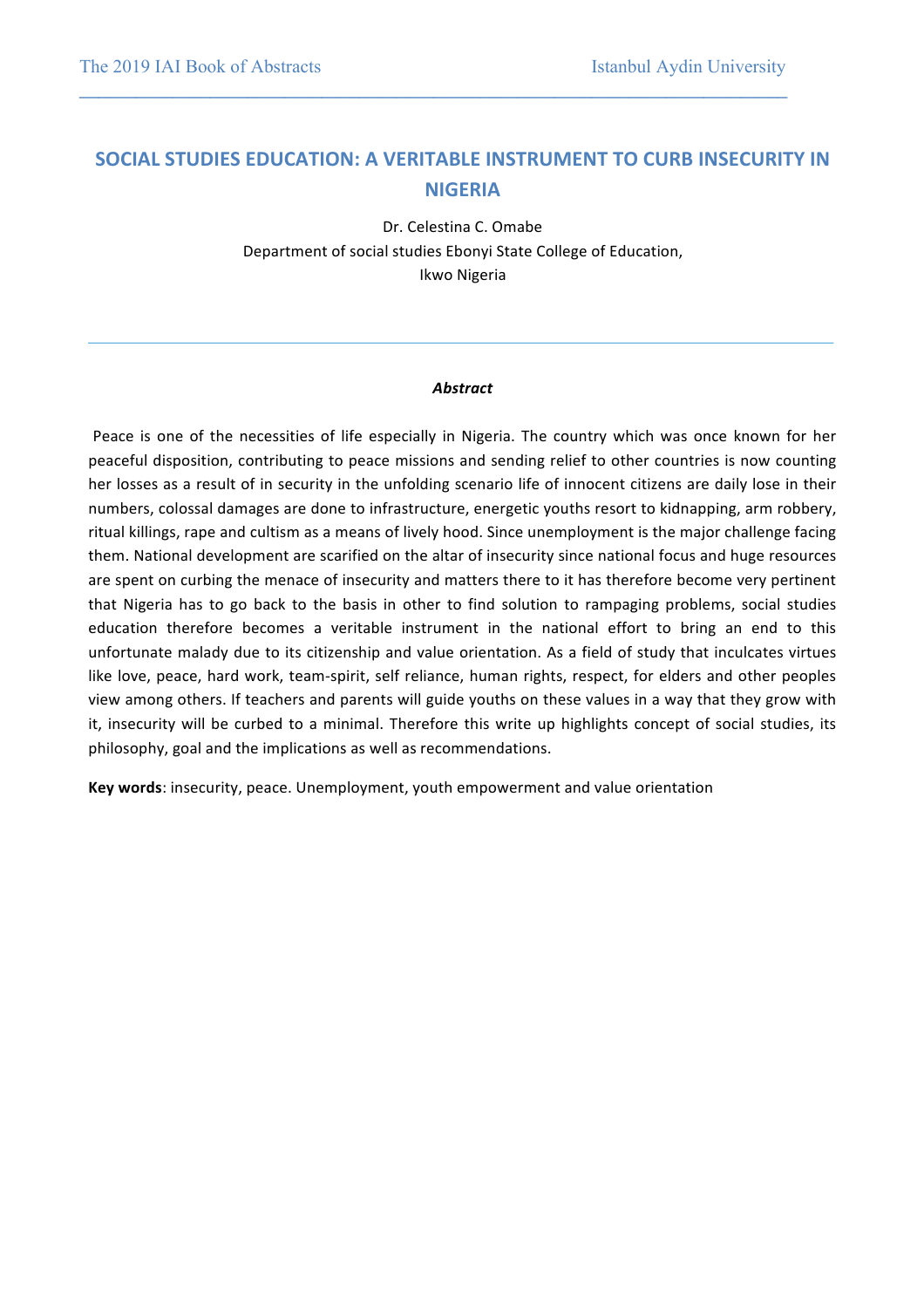# SOCIAL STUDIES EDUCATION: A VERITABLE INSTRUMENT TO CURB INSECURITY IN NIGERIA

Dr. Celestina C. Omabe
Department of social studies Ebonyi State College of Education,
Ikwo Nigeria

---

***Abstract***

Peace is one of the necessities of life especially in Nigeria. The country which was once known for her peaceful disposition, contributing to peace missions and sending relief to other countries is now counting her losses as a result of in security in the unfolding scenario life of innocent citizens are daily lose in their numbers, colossal damages are done to infrastructure, energetic youths resort to kidnapping, arm robbery, ritual killings, rape and cultism as a means of lively hood. Since unemployment is the major challenge facing them. National development are scarified on the altar of insecurity since national focus and huge resources are spent on curbing the menace of insecurity and matters there to it has therefore become very pertinent that Nigeria has to go back to the basis in other to find solution to rampaging problems, social studies education therefore becomes a veritable instrument in the national effort to bring an end to this unfortunate malady due to its citizenship and value orientation. As a field of study that inculcates virtues like love, peace, hard work, team-spirit, self reliance, human rights, respect, for elders and other peoples view among others. If teachers and parents will guide youths on these values in a way that they grow with it, insecurity will be curbed to a minimal. Therefore this write up highlights concept of social studies, its philosophy, goal and the implications as well as recommendations.

**Key words**: insecurity, peace. Unemployment, youth empowerment and value orientation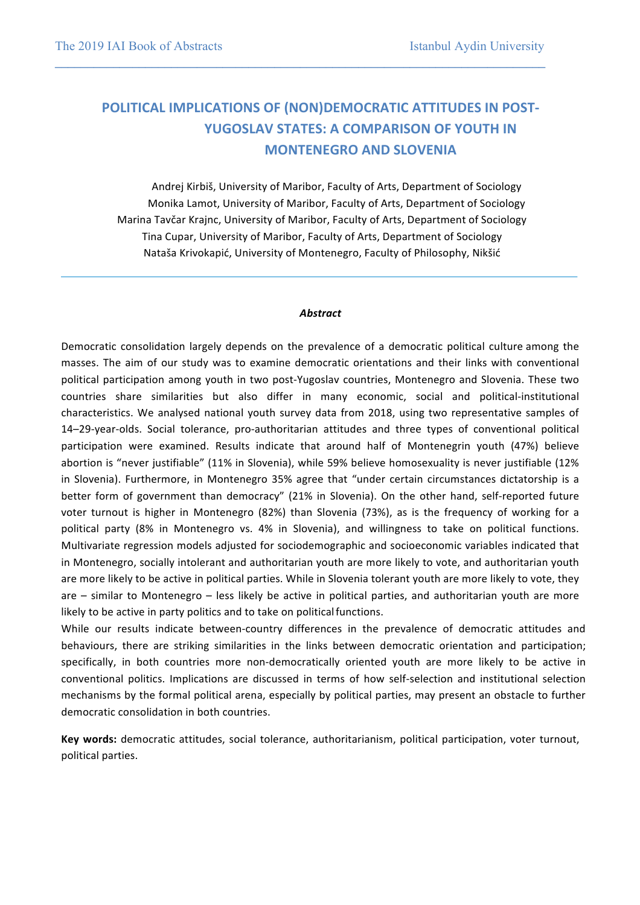# POLITICAL IMPLICATIONS OF (NON)DEMOCRATIC ATTITUDES IN POST-YUGOSLAV STATES: A COMPARISON OF YOUTH IN MONTENEGRO AND SLOVENIA

Andrej Kirbiš, University of Maribor, Faculty of Arts, Department of Sociology
Monika Lamot, University of Maribor, Faculty of Arts, Department of Sociology
Marina Tavčar Krajnc, University of Maribor, Faculty of Arts, Department of Sociology
Tina Cupar, University of Maribor, Faculty of Arts, Department of Sociology
Nataša Krivokapić, University of Montenegro, Faculty of Philosophy, Nikšić

***Abstract***

Democratic consolidation largely depends on the prevalence of a democratic political culture among the masses. The aim of our study was to examine democratic orientations and their links with conventional political participation among youth in two post-Yugoslav countries, Montenegro and Slovenia. These two countries share similarities but also differ in many economic, social and political-institutional characteristics. We analysed national youth survey data from 2018, using two representative samples of 14–29-year-olds. Social tolerance, pro-authoritarian attitudes and three types of conventional political participation were examined. Results indicate that around half of Montenegrin youth (47%) believe abortion is "never justifiable" (11% in Slovenia), while 59% believe homosexuality is never justifiable (12% in Slovenia). Furthermore, in Montenegro 35% agree that "under certain circumstances dictatorship is a better form of government than democracy" (21% in Slovenia). On the other hand, self-reported future voter turnout is higher in Montenegro (82%) than Slovenia (73%), as is the frequency of working for a political party (8% in Montenegro vs. 4% in Slovenia), and willingness to take on political functions. Multivariate regression models adjusted for sociodemographic and socioeconomic variables indicated that in Montenegro, socially intolerant and authoritarian youth are more likely to vote, and authoritarian youth are more likely to be active in political parties. While in Slovenia tolerant youth are more likely to vote, they are – similar to Montenegro – less likely be active in political parties, and authoritarian youth are more likely to be active in party politics and to take on political functions.

While our results indicate between-country differences in the prevalence of democratic attitudes and behaviours, there are striking similarities in the links between democratic orientation and participation; specifically, in both countries more non-democratically oriented youth are more likely to be active in conventional politics. Implications are discussed in terms of how self-selection and institutional selection mechanisms by the formal political arena, especially by political parties, may present an obstacle to further democratic consolidation in both countries.

**Key words:** democratic attitudes, social tolerance, authoritarianism, political participation, voter turnout, political parties.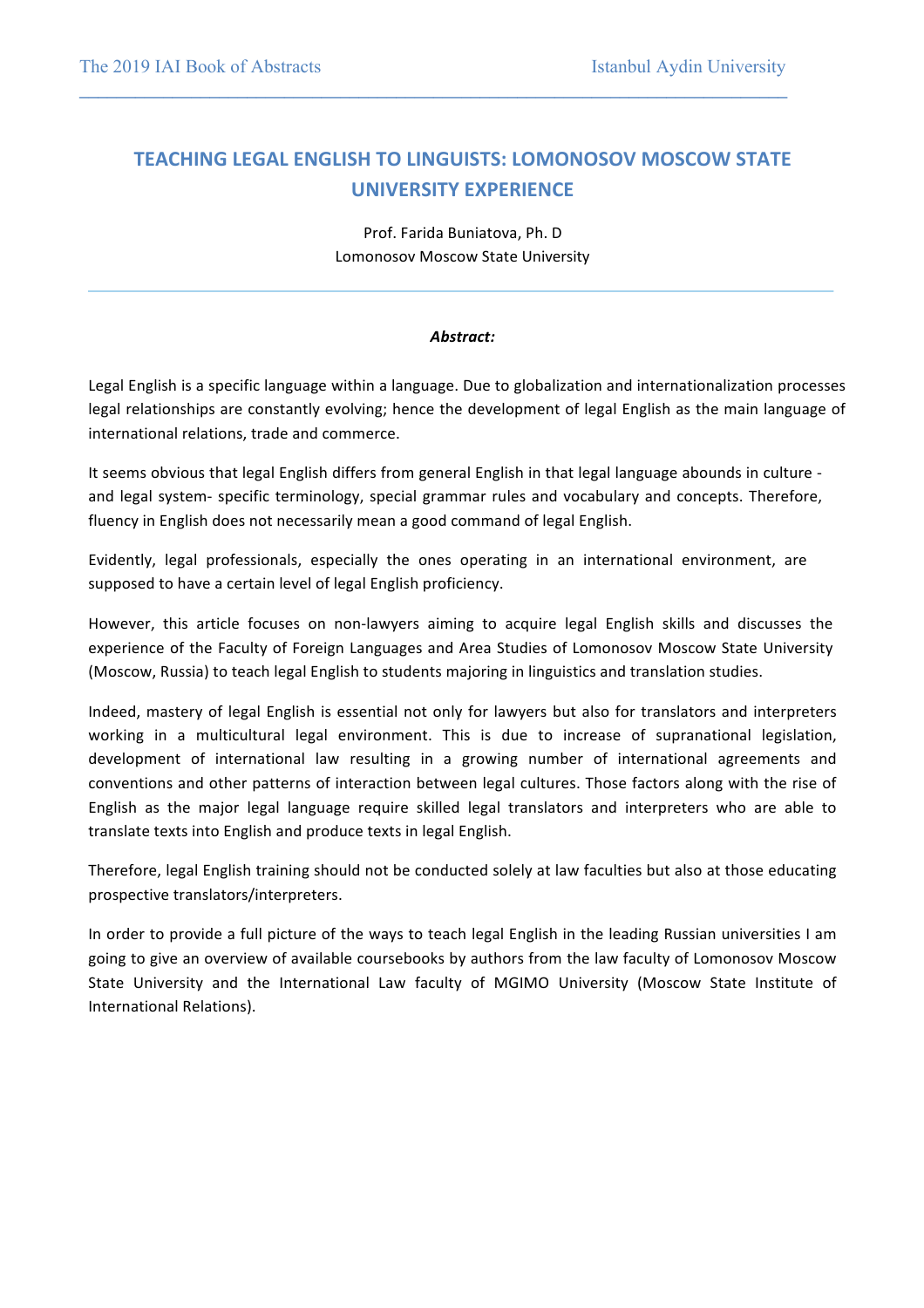# TEACHING LEGAL ENGLISH TO LINGUISTS: LOMONOSOV MOSCOW STATE UNIVERSITY EXPERIENCE

Prof. Farida Buniatova, Ph. D
Lomonosov Moscow State University

***Abstract:***

Legal English is a specific language within a language. Due to globalization and internationalization processes legal relationships are constantly evolving; hence the development of legal English as the main language of international relations, trade and commerce.

It seems obvious that legal English differs from general English in that legal language abounds in culture - and legal system- specific terminology, special grammar rules and vocabulary and concepts. Therefore, fluency in English does not necessarily mean a good command of legal English.

Evidently, legal professionals, especially the ones operating in an international environment, are supposed to have a certain level of legal English proficiency.

However, this article focuses on non-lawyers aiming to acquire legal English skills and discusses the experience of the Faculty of Foreign Languages and Area Studies of Lomonosov Moscow State University (Moscow, Russia) to teach legal English to students majoring in linguistics and translation studies.

Indeed, mastery of legal English is essential not only for lawyers but also for translators and interpreters working in a multicultural legal environment. This is due to increase of supranational legislation, development of international law resulting in a growing number of international agreements and conventions and other patterns of interaction between legal cultures. Those factors along with the rise of English as the major legal language require skilled legal translators and interpreters who are able to translate texts into English and produce texts in legal English.

Therefore, legal English training should not be conducted solely at law faculties but also at those educating prospective translators/interpreters.

In order to provide a full picture of the ways to teach legal English in the leading Russian universities I am going to give an overview of available coursebooks by authors from the law faculty of Lomonosov Moscow State University and the International Law faculty of MGIMO University (Moscow State Institute of International Relations).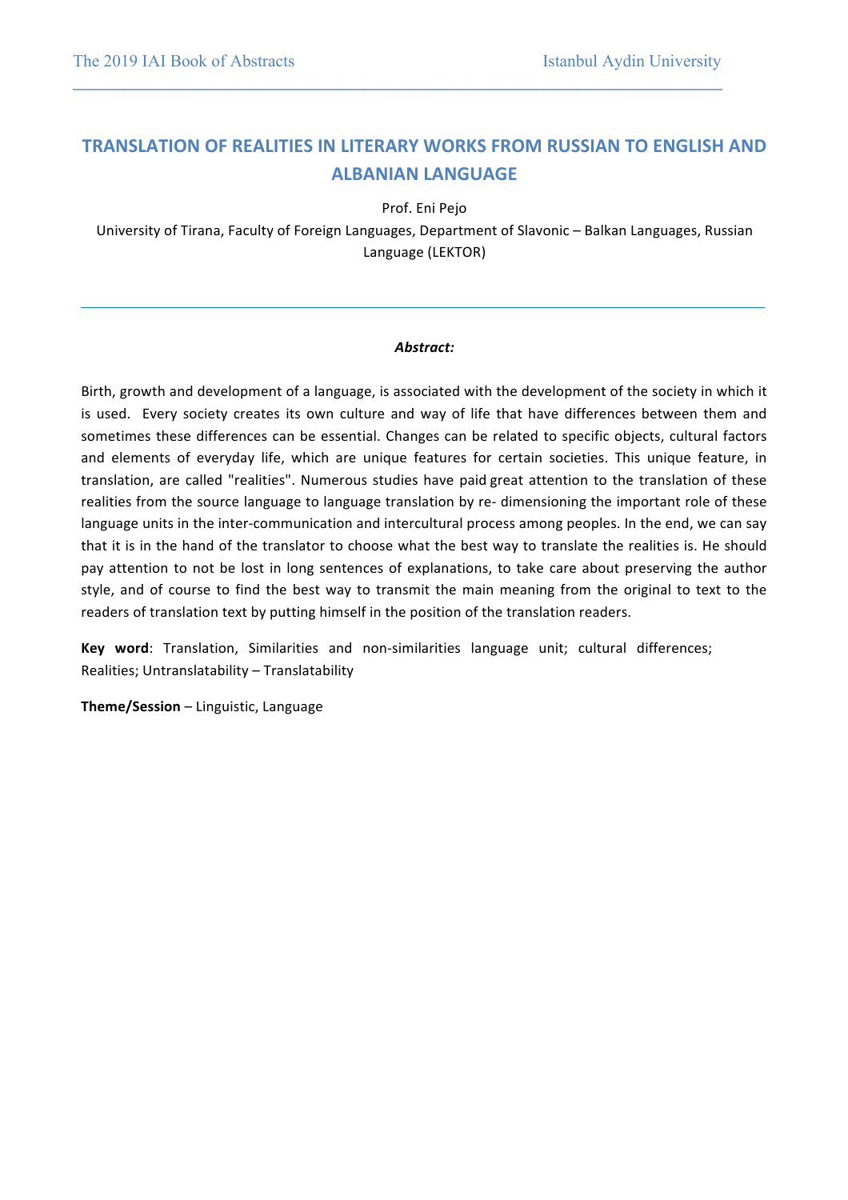# TRANSLATION OF REALITIES IN LITERARY WORKS FROM RUSSIAN TO ENGLISH AND ALBANIAN LANGUAGE

Prof. Eni Pejo

University of Tirana, Faculty of Foreign Languages, Department of Slavonic – Balkan Languages, Russian Language (LEKTOR)

***Abstract:***

Birth, growth and development of a language, is associated with the development of the society in which it is used. Every society creates its own culture and way of life that have differences between them and sometimes these differences can be essential. Changes can be related to specific objects, cultural factors and elements of everyday life, which are unique features for certain societies. This unique feature, in translation, are called "realities". Numerous studies have paid great attention to the translation of these realities from the source language to language translation by re- dimensioning the important role of these language units in the inter-communication and intercultural process among peoples. In the end, we can say that it is in the hand of the translator to choose what the best way to translate the realities is. He should pay attention to not be lost in long sentences of explanations, to take care about preserving the author style, and of course to find the best way to transmit the main meaning from the original to text to the readers of translation text by putting himself in the position of the translation readers.

**Key word**: Translation, Similarities and non-similarities language unit; cultural differences; Realities; Untranslatability – Translatability

**Theme/Session** – Linguistic, Language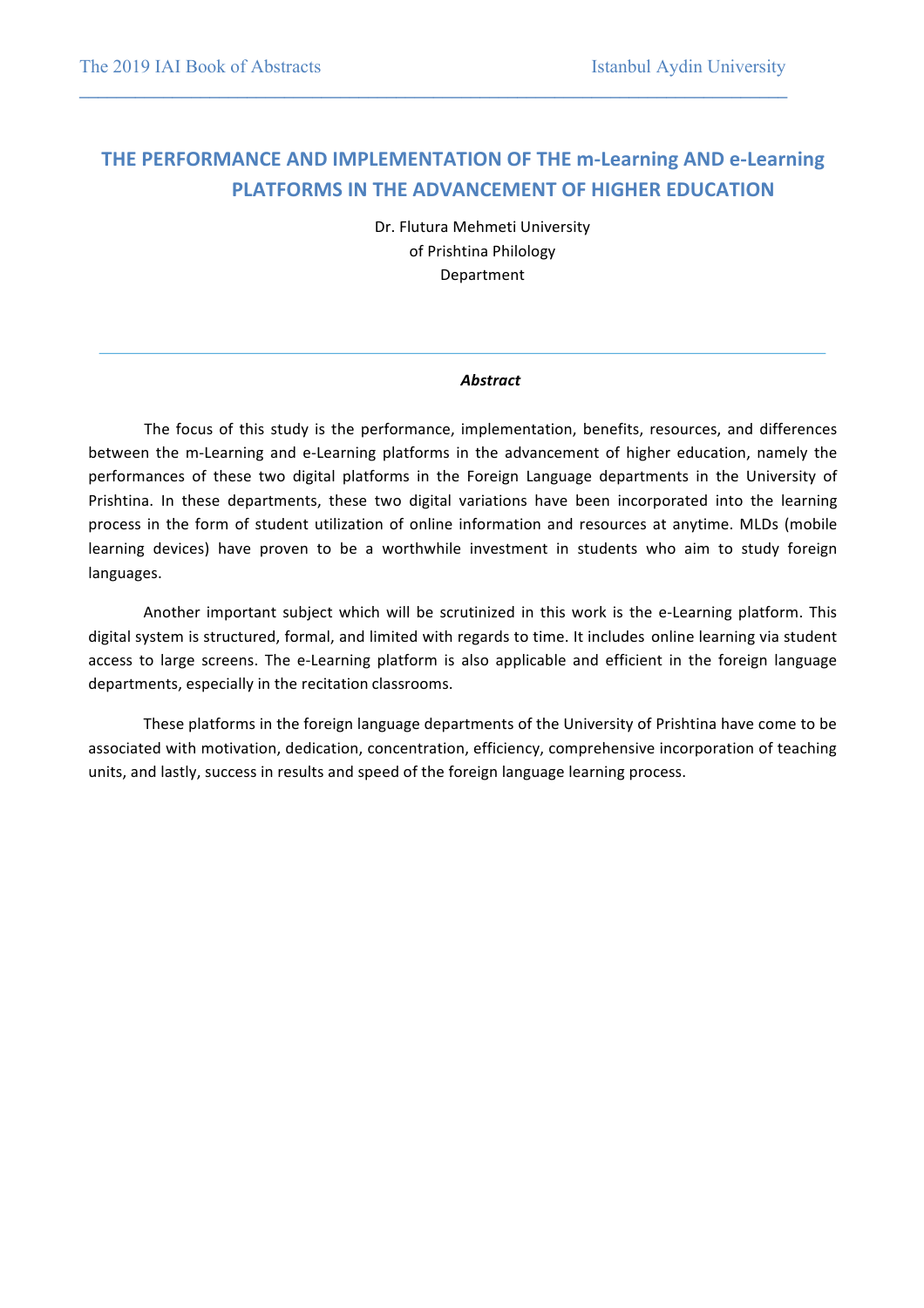# THE PERFORMANCE AND IMPLEMENTATION OF THE m-Learning AND e-Learning PLATFORMS IN THE ADVANCEMENT OF HIGHER EDUCATION

Dr. Flutura Mehmeti University
of Prishtina Philology
Department

***Abstract***

The focus of this study is the performance, implementation, benefits, resources, and differences between the m-Learning and e-Learning platforms in the advancement of higher education, namely the performances of these two digital platforms in the Foreign Language departments in the University of Prishtina. In these departments, these two digital variations have been incorporated into the learning process in the form of student utilization of online information and resources at anytime. MLDs (mobile learning devices) have proven to be a worthwhile investment in students who aim to study foreign languages.

Another important subject which will be scrutinized in this work is the e-Learning platform. This digital system is structured, formal, and limited with regards to time. It includes online learning via student access to large screens. The e-Learning platform is also applicable and efficient in the foreign language departments, especially in the recitation classrooms.

These platforms in the foreign language departments of the University of Prishtina have come to be associated with motivation, dedication, concentration, efficiency, comprehensive incorporation of teaching units, and lastly, success in results and speed of the foreign language learning process.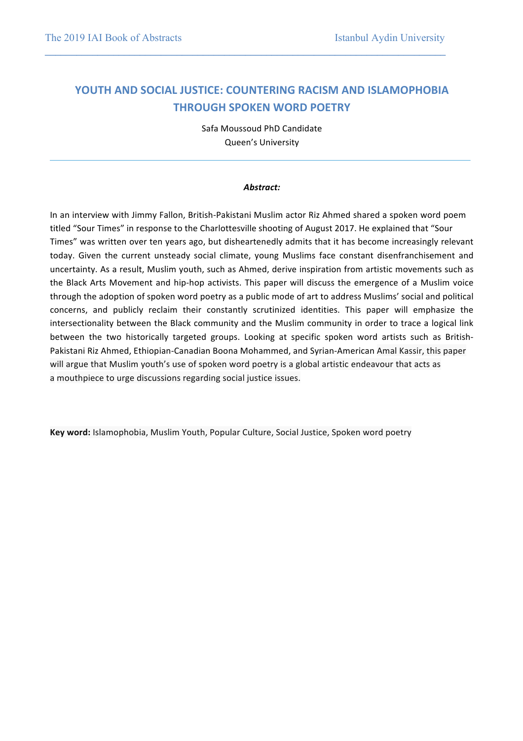# YOUTH AND SOCIAL JUSTICE: COUNTERING RACISM AND ISLAMOPHOBIA THROUGH SPOKEN WORD POETRY

Safa Moussoud PhD Candidate
Queen's University

***Abstract:***

In an interview with Jimmy Fallon, British-Pakistani Muslim actor Riz Ahmed shared a spoken word poem titled "Sour Times" in response to the Charlottesville shooting of August 2017. He explained that "Sour Times" was written over ten years ago, but dishearteningly admits that it has become increasingly relevant today. Given the current unsteady social climate, young Muslims face constant disenfranchisement and uncertainty. As a result, Muslim youth, such as Ahmed, derive inspiration from artistic movements such as the Black Arts Movement and hip-hop activists. This paper will discuss the emergence of a Muslim voice through the adoption of spoken word poetry as a public mode of art to address Muslims' social and political concerns, and publicly reclaim their constantly scrutinized identities. This paper will emphasize the intersectionality between the Black community and the Muslim community in order to trace a logical link between the two historically targeted groups. Looking at specific spoken word artists such as British-Pakistani Riz Ahmed, Ethiopian-Canadian Boona Mohammed, and Syrian-American Amal Kassir, this paper will argue that Muslim youth's use of spoken word poetry is a global artistic endeavour that acts as a mouthpiece to urge discussions regarding social justice issues.

**Key word:** Islamophobia, Muslim Youth, Popular Culture, Social Justice, Spoken word poetry